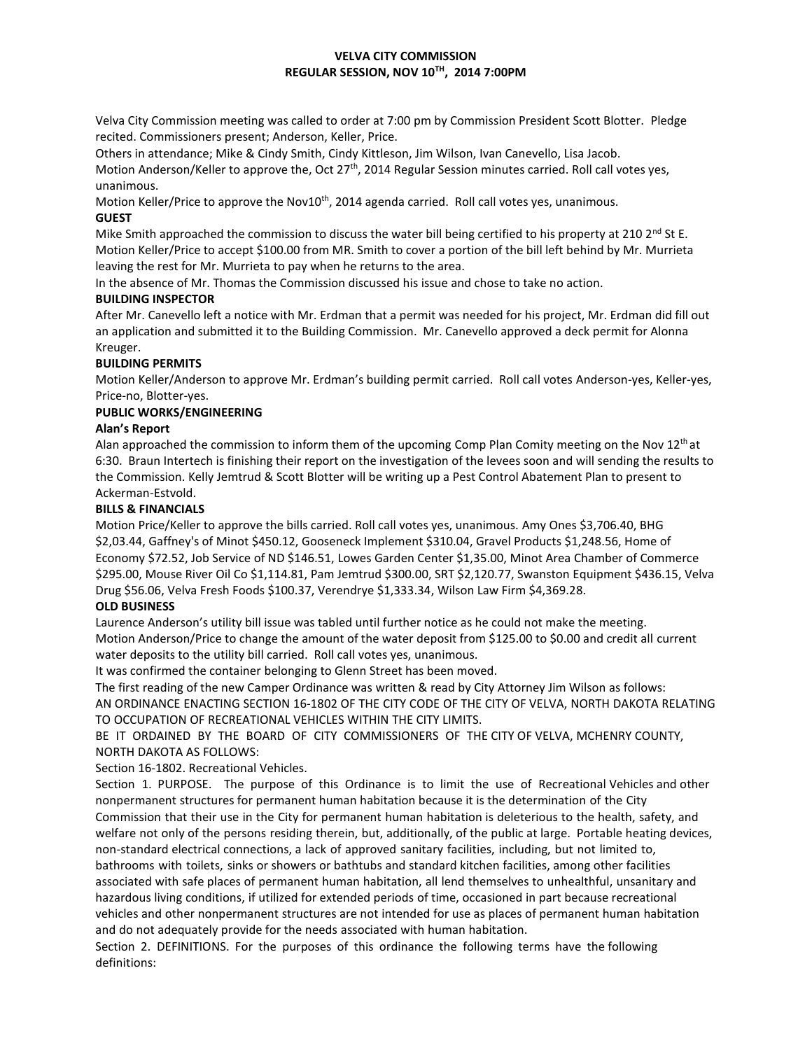# VELVA CITY COMMISSION
## REGULAR SESSION, NOV 10TH, 2014 7:00PM

Velva City Commission meeting was called to order at 7:00 pm by Commission President Scott Blotter. Pledge recited. Commissioners present; Anderson, Keller, Price.

Others in attendance; Mike & Cindy Smith, Cindy Kittleson, Jim Wilson, Ivan Canevello, Lisa Jacob.

Motion Anderson/Keller to approve the, Oct 27th, 2014 Regular Session minutes carried. Roll call votes yes, unanimous.

Motion Keller/Price to approve the Nov10th, 2014 agenda carried. Roll call votes yes, unanimous.

**GUEST**

Mike Smith approached the commission to discuss the water bill being certified to his property at 210 2nd St E. Motion Keller/Price to accept $100.00 from MR. Smith to cover a portion of the bill left behind by Mr. Murrieta leaving the rest for Mr. Murrieta to pay when he returns to the area.

In the absence of Mr. Thomas the Commission discussed his issue and chose to take no action.

**BUILDING INSPECTOR**

After Mr. Canevello left a notice with Mr. Erdman that a permit was needed for his project, Mr. Erdman did fill out an application and submitted it to the Building Commission. Mr. Canevello approved a deck permit for Alonna Kreuger.

**BUILDING PERMITS**

Motion Keller/Anderson to approve Mr. Erdman's building permit carried. Roll call votes Anderson-yes, Keller-yes, Price-no, Blotter-yes.

**PUBLIC WORKS/ENGINEERING**

**Alan's Report**

Alan approached the commission to inform them of the upcoming Comp Plan Comity meeting on the Nov 12th at 6:30. Braun Intertech is finishing their report on the investigation of the levees soon and will sending the results to the Commission. Kelly Jemtrud & Scott Blotter will be writing up a Pest Control Abatement Plan to present to Ackerman-Estvold.

**BILLS & FINANCIALS**

Motion Price/Keller to approve the bills carried. Roll call votes yes, unanimous. Amy Ones $3,706.40, BHG $2,03.44, Gaffney's of Minot $450.12, Gooseneck Implement $310.04, Gravel Products $1,248.56, Home of Economy $72.52, Job Service of ND $146.51, Lowes Garden Center $1,35.00, Minot Area Chamber of Commerce $295.00, Mouse River Oil Co $1,114.81, Pam Jemtrud $300.00, SRT $2,120.77, Swanston Equipment $436.15, Velva Drug $56.06, Velva Fresh Foods $100.37, Verendrye $1,333.34, Wilson Law Firm $4,369.28.

**OLD BUSINESS**

Laurence Anderson's utility bill issue was tabled until further notice as he could not make the meeting.

Motion Anderson/Price to change the amount of the water deposit from $125.00 to $0.00 and credit all current water deposits to the utility bill carried. Roll call votes yes, unanimous.

It was confirmed the container belonging to Glenn Street has been moved.

The first reading of the new Camper Ordinance was written & read by City Attorney Jim Wilson as follows:

AN ORDINANCE ENACTING SECTION 16-1802 OF THE CITY CODE OF THE CITY OF VELVA, NORTH DAKOTA RELATING TO OCCUPATION OF RECREATIONAL VEHICLES WITHIN THE CITY LIMITS.

BE IT ORDAINED BY THE BOARD OF CITY COMMISSIONERS OF THE CITY OF VELVA, MCHENRY COUNTY, NORTH DAKOTA AS FOLLOWS:

Section 16-1802. Recreational Vehicles.

Section 1. PURPOSE. The purpose of this Ordinance is to limit the use of Recreational Vehicles and other nonpermanent structures for permanent human habitation because it is the determination of the City Commission that their use in the City for permanent human habitation is deleterious to the health, safety, and welfare not only of the persons residing therein, but, additionally, of the public at large. Portable heating devices, non-standard electrical connections, a lack of approved sanitary facilities, including, but not limited to, bathrooms with toilets, sinks or showers or bathtubs and standard kitchen facilities, among other facilities associated with safe places of permanent human habitation, all lend themselves to unhealthful, unsanitary and hazardous living conditions, if utilized for extended periods of time, occasioned in part because recreational vehicles and other nonpermanent structures are not intended for use as places of permanent human habitation and do not adequately provide for the needs associated with human habitation.

Section 2. DEFINITIONS. For the purposes of this ordinance the following terms have the following definitions: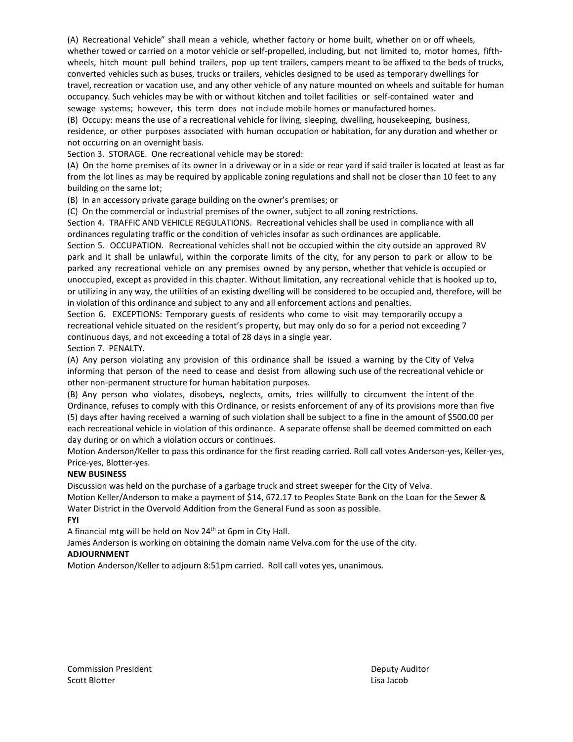(A) Recreational Vehicle" shall mean a vehicle, whether factory or home built, whether on or off wheels, whether towed or carried on a motor vehicle or self-propelled, including, but not limited to, motor homes, fifth-wheels, hitch mount pull behind trailers, pop up tent trailers, campers meant to be affixed to the beds of trucks, converted vehicles such as buses, trucks or trailers, vehicles designed to be used as temporary dwellings for travel, recreation or vacation use, and any other vehicle of any nature mounted on wheels and suitable for human occupancy. Such vehicles may be with or without kitchen and toilet facilities or self-contained water and sewage systems; however, this term does not include mobile homes or manufactured homes.

(B) Occupy: means the use of a recreational vehicle for living, sleeping, dwelling, housekeeping, business, residence, or other purposes associated with human occupation or habitation, for any duration and whether or not occurring on an overnight basis.

Section 3. STORAGE. One recreational vehicle may be stored:

(A) On the home premises of its owner in a driveway or in a side or rear yard if said trailer is located at least as far from the lot lines as may be required by applicable zoning regulations and shall not be closer than 10 feet to any building on the same lot;

(B) In an accessory private garage building on the owner's premises; or

(C) On the commercial or industrial premises of the owner, subject to all zoning restrictions.

Section 4. TRAFFIC AND VEHICLE REGULATIONS. Recreational vehicles shall be used in compliance with all ordinances regulating traffic or the condition of vehicles insofar as such ordinances are applicable.

Section 5. OCCUPATION. Recreational vehicles shall not be occupied within the city outside an approved RV park and it shall be unlawful, within the corporate limits of the city, for any person to park or allow to be parked any recreational vehicle on any premises owned by any person, whether that vehicle is occupied or unoccupied, except as provided in this chapter. Without limitation, any recreational vehicle that is hooked up to, or utilizing in any way, the utilities of an existing dwelling will be considered to be occupied and, therefore, will be in violation of this ordinance and subject to any and all enforcement actions and penalties.

Section 6. EXCEPTIONS: Temporary guests of residents who come to visit may temporarily occupy a recreational vehicle situated on the resident's property, but may only do so for a period not exceeding 7 continuous days, and not exceeding a total of 28 days in a single year.

Section 7. PENALTY.

(A) Any person violating any provision of this ordinance shall be issued a warning by the City of Velva informing that person of the need to cease and desist from allowing such use of the recreational vehicle or other non-permanent structure for human habitation purposes.

(B) Any person who violates, disobeys, neglects, omits, tries willfully to circumvent the intent of the Ordinance, refuses to comply with this Ordinance, or resists enforcement of any of its provisions more than five (5) days after having received a warning of such violation shall be subject to a fine in the amount of $500.00 per each recreational vehicle in violation of this ordinance. A separate offense shall be deemed committed on each day during or on which a violation occurs or continues.

Motion Anderson/Keller to pass this ordinance for the first reading carried. Roll call votes Anderson-yes, Keller-yes, Price-yes, Blotter-yes.

**NEW BUSINESS**

Discussion was held on the purchase of a garbage truck and street sweeper for the City of Velva.

Motion Keller/Anderson to make a payment of $14, 672.17 to Peoples State Bank on the Loan for the Sewer & Water District in the Overvold Addition from the General Fund as soon as possible.

**FYI**

A financial mtg will be held on Nov 24th at 6pm in City Hall.

James Anderson is working on obtaining the domain name Velva.com for the use of the city.

**ADJOURNMENT**

Motion Anderson/Keller to adjourn 8:51pm carried. Roll call votes yes, unanimous.

Commission President
Scott Blotter

Deputy Auditor
Lisa Jacob